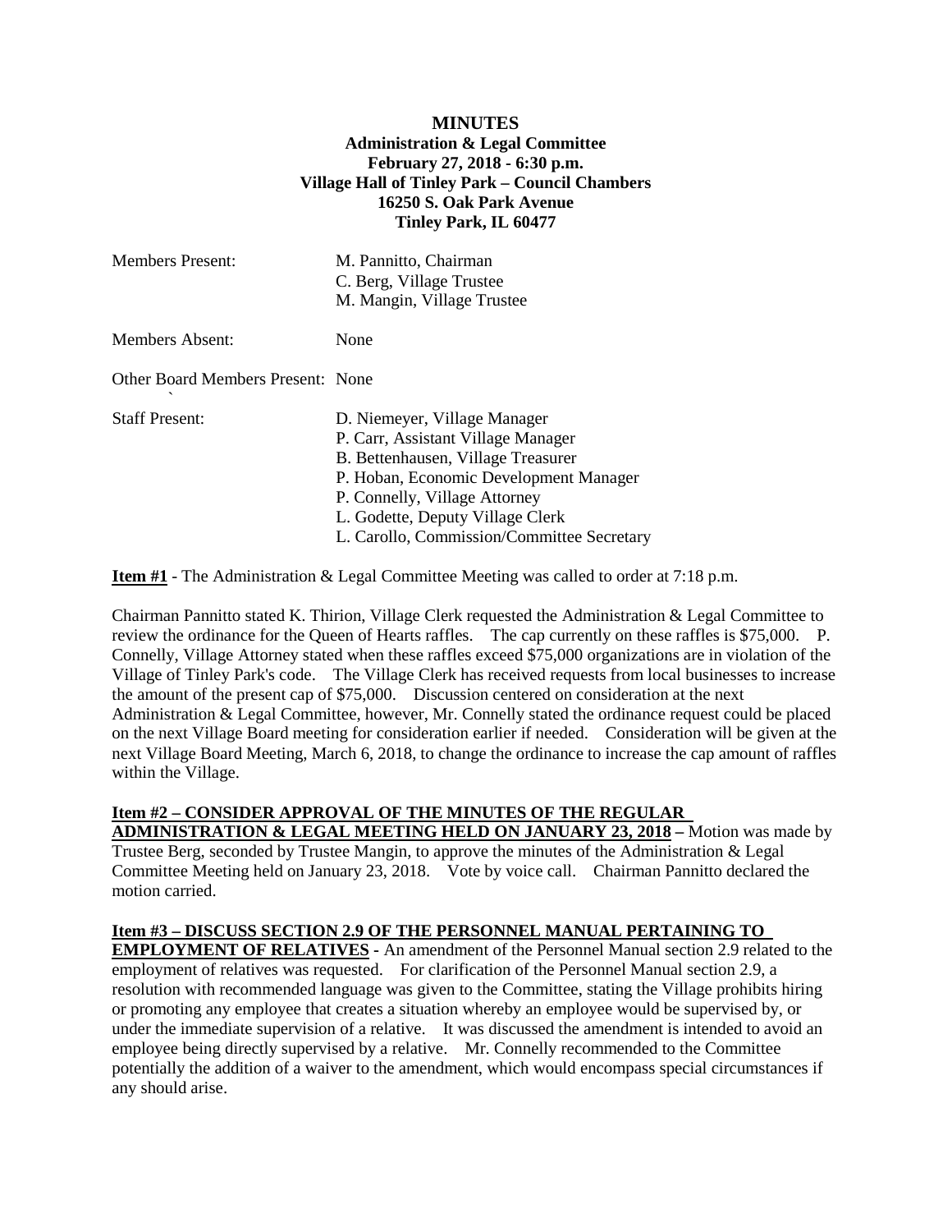# MINUTES

**Administration & Legal Committee**
**February 27, 2018 - 6:30 p.m.**
**Village Hall of Tinley Park – Council Chambers**
**16250 S. Oak Park Avenue**
**Tinley Park, IL 60477**

| | |
|---|---|
| Members Present: | M. Pannitto, Chairman<br>C. Berg, Village Trustee<br>M. Mangin, Village Trustee |
| Members Absent: | None |
| Other Board Members Present: | None |
| Staff Present: | D. Niemeyer, Village Manager<br>P. Carr, Assistant Village Manager<br>B. Bettenhausen, Village Treasurer<br>P. Hoban, Economic Development Manager<br>P. Connelly, Village Attorney<br>L. Godette, Deputy Village Clerk<br>L. Carollo, Commission/Committee Secretary |

**Item #1** - The Administration & Legal Committee Meeting was called to order at 7:18 p.m.

Chairman Pannitto stated K. Thirion, Village Clerk requested the Administration & Legal Committee to review the ordinance for the Queen of Hearts raffles. The cap currently on these raffles is $75,000. P. Connelly, Village Attorney stated when these raffles exceed $75,000 organizations are in violation of the Village of Tinley Park's code. The Village Clerk has received requests from local businesses to increase the amount of the present cap of $75,000. Discussion centered on consideration at the next Administration & Legal Committee, however, Mr. Connelly stated the ordinance request could be placed on the next Village Board meeting for consideration earlier if needed. Consideration will be given at the next Village Board Meeting, March 6, 2018, to change the ordinance to increase the cap amount of raffles within the Village.

**Item #2 – CONSIDER APPROVAL OF THE MINUTES OF THE REGULAR ADMINISTRATION & LEGAL MEETING HELD ON JANUARY 23, 2018 –** Motion was made by Trustee Berg, seconded by Trustee Mangin, to approve the minutes of the Administration & Legal Committee Meeting held on January 23, 2018. Vote by voice call. Chairman Pannitto declared the motion carried.

**Item #3 – DISCUSS SECTION 2.9 OF THE PERSONNEL MANUAL PERTAINING TO EMPLOYMENT OF RELATIVES -** An amendment of the Personnel Manual section 2.9 related to the employment of relatives was requested. For clarification of the Personnel Manual section 2.9, a resolution with recommended language was given to the Committee, stating the Village prohibits hiring or promoting any employee that creates a situation whereby an employee would be supervised by, or under the immediate supervision of a relative. It was discussed the amendment is intended to avoid an employee being directly supervised by a relative. Mr. Connelly recommended to the Committee potentially the addition of a waiver to the amendment, which would encompass special circumstances if any should arise.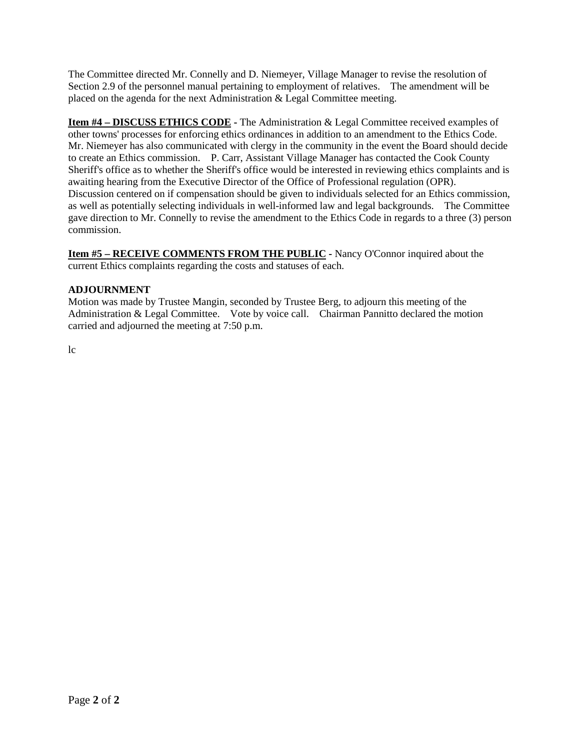The Committee directed Mr. Connelly and D. Niemeyer, Village Manager to revise the resolution of Section 2.9 of the personnel manual pertaining to employment of relatives. The amendment will be placed on the agenda for the next Administration & Legal Committee meeting.

**Item #4 – DISCUSS ETHICS CODE** - The Administration & Legal Committee received examples of other towns' processes for enforcing ethics ordinances in addition to an amendment to the Ethics Code. Mr. Niemeyer has also communicated with clergy in the community in the event the Board should decide to create an Ethics commission. P. Carr, Assistant Village Manager has contacted the Cook County Sheriff's office as to whether the Sheriff's office would be interested in reviewing ethics complaints and is awaiting hearing from the Executive Director of the Office of Professional regulation (OPR). Discussion centered on if compensation should be given to individuals selected for an Ethics commission, as well as potentially selecting individuals in well-informed law and legal backgrounds. The Committee gave direction to Mr. Connelly to revise the amendment to the Ethics Code in regards to a three (3) person commission.

**Item #5 – RECEIVE COMMENTS FROM THE PUBLIC** - Nancy O'Connor inquired about the current Ethics complaints regarding the costs and statuses of each.

**ADJOURNMENT**

Motion was made by Trustee Mangin, seconded by Trustee Berg, to adjourn this meeting of the Administration & Legal Committee. Vote by voice call. Chairman Pannitto declared the motion carried and adjourned the meeting at 7:50 p.m.

lc